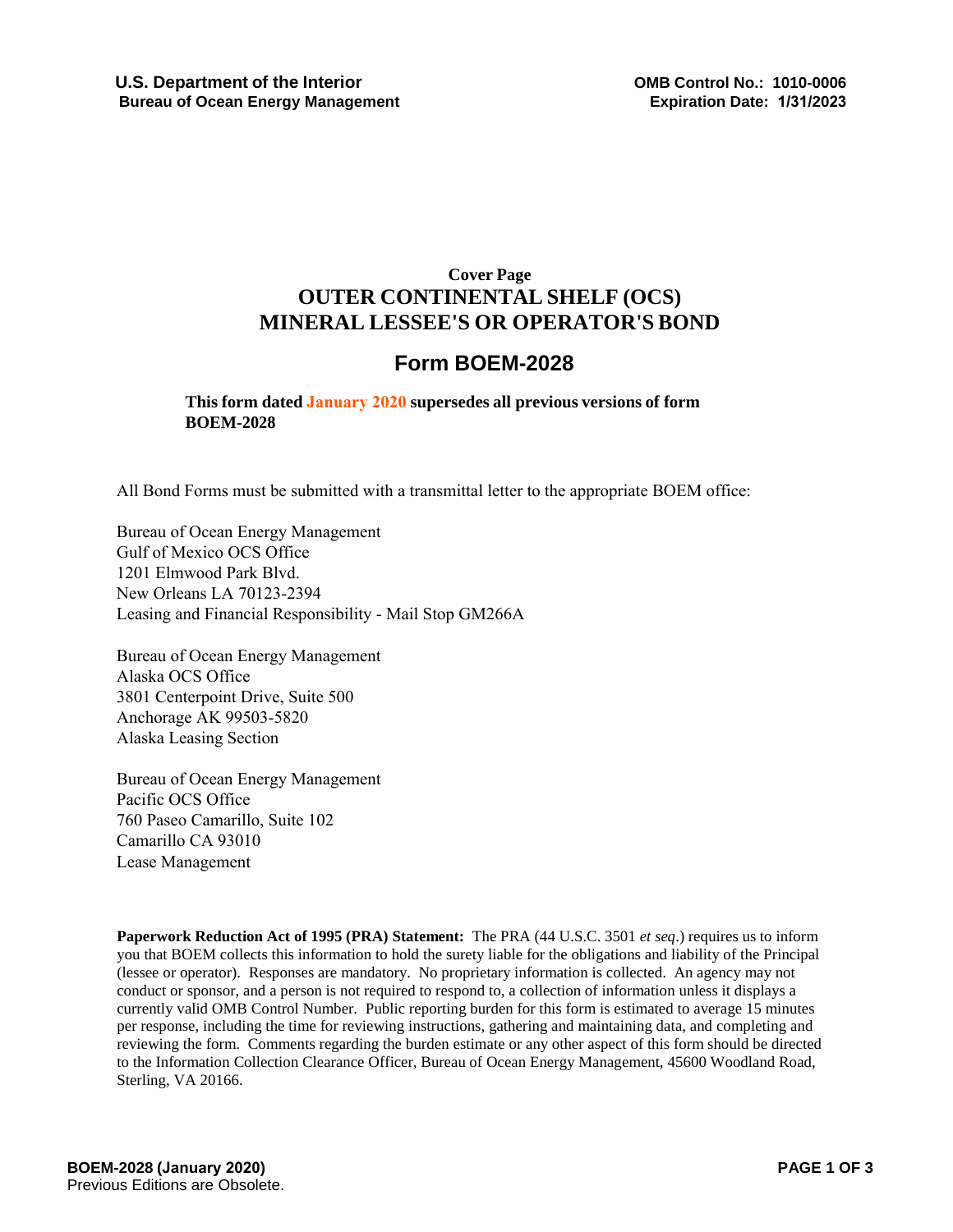**U.S. Department of the Interior**
**Bureau of Ocean Energy Management**

**OMB Control No.: 1010-0006**
**Expiration Date: 1/31/2023**

**Cover Page**

# OUTER CONTINENTAL SHELF (OCS) MINERAL LESSEE'S OR OPERATOR'S BOND

## Form BOEM-2028

**This form dated January 2020 supersedes all previous versions of form BOEM-2028**

All Bond Forms must be submitted with a transmittal letter to the appropriate BOEM office:

Bureau of Ocean Energy Management
Gulf of Mexico OCS Office
1201 Elmwood Park Blvd.
New Orleans LA 70123-2394
Leasing and Financial Responsibility - Mail Stop GM266A

Bureau of Ocean Energy Management
Alaska OCS Office
3801 Centerpoint Drive, Suite 500
Anchorage AK 99503-5820
Alaska Leasing Section

Bureau of Ocean Energy Management
Pacific OCS Office
760 Paseo Camarillo, Suite 102
Camarillo CA 93010
Lease Management

**Paperwork Reduction Act of 1995 (PRA) Statement:** The PRA (44 U.S.C. 3501 *et seq*.) requires us to inform you that BOEM collects this information to hold the surety liable for the obligations and liability of the Principal (lessee or operator). Responses are mandatory. No proprietary information is collected. An agency may not conduct or sponsor, and a person is not required to respond to, a collection of information unless it displays a currently valid OMB Control Number. Public reporting burden for this form is estimated to average 15 minutes per response, including the time for reviewing instructions, gathering and maintaining data, and completing and reviewing the form. Comments regarding the burden estimate or any other aspect of this form should be directed to the Information Collection Clearance Officer, Bureau of Ocean Energy Management, 45600 Woodland Road, Sterling, VA 20166.

**BOEM-2028 (January 2020)**
Previous Editions are Obsolete.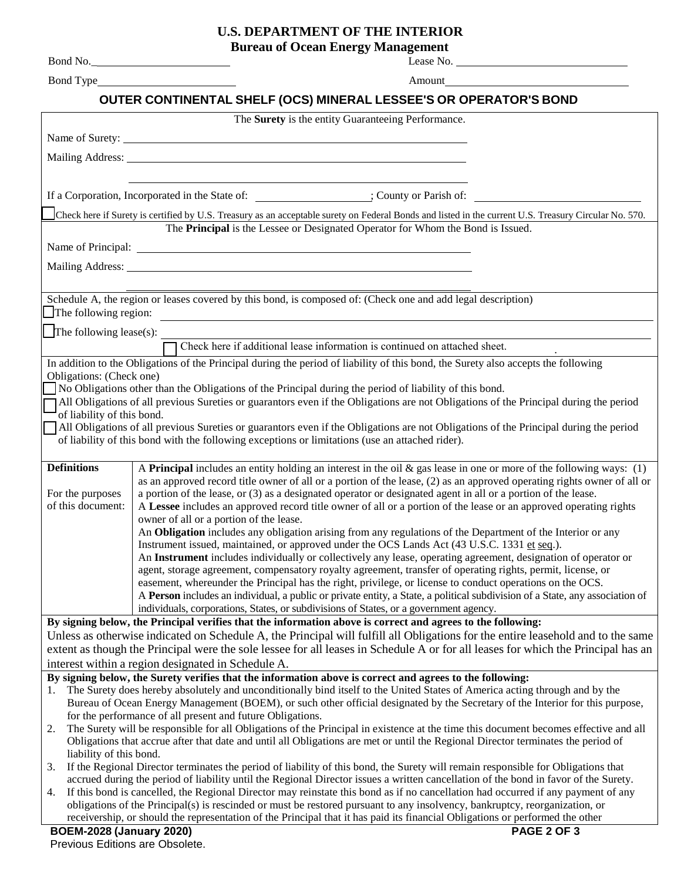**U.S. DEPARTMENT OF THE INTERIOR**
**Bureau of Ocean Energy Management**

Bond No.\_\_\_\_\_\_\_\_\_\_\_\_\_\_\_\_\_\_\_\_ Lease No. \_\_\_\_\_\_\_\_\_\_\_\_\_\_\_\_\_\_\_\_

Bond Type\_\_\_\_\_\_\_\_\_\_\_\_\_\_\_\_\_\_\_\_ Amount\_\_\_\_\_\_\_\_\_\_\_\_\_\_\_\_\_\_\_\_

# OUTER CONTINENTAL SHELF (OCS) MINERAL LESSEE'S OR OPERATOR'S BOND

The **Surety** is the entity Guaranteeing Performance.

Name of Surety: \_\_\_\_\_\_\_\_\_\_\_\_\_\_\_\_\_\_\_\_

Mailing Address: \_\_\_\_\_\_\_\_\_\_\_\_\_\_\_\_\_\_\_\_

\_\_\_\_\_\_\_\_\_\_\_\_\_\_\_\_\_\_\_\_

If a Corporation, Incorporated in the State of: \_\_\_\_\_\_\_\_\_\_\_\_\_\_\_\_\_\_\_\_; County or Parish of: \_\_\_\_\_\_\_\_\_\_\_\_\_\_\_\_\_\_\_\_

☐ Check here if Surety is certified by U.S. Treasury as an acceptable surety on Federal Bonds and listed in the current U.S. Treasury Circular No. 570.

The **Principal** is the Lessee or Designated Operator for Whom the Bond is Issued.

Name of Principal: \_\_\_\_\_\_\_\_\_\_\_\_\_\_\_\_\_\_\_\_

Mailing Address: \_\_\_\_\_\_\_\_\_\_\_\_\_\_\_\_\_\_\_\_

\_\_\_\_\_\_\_\_\_\_\_\_\_\_\_\_\_\_\_\_

Schedule A, the region or leases covered by this bond, is composed of: (Check one and add legal description)

☐ The following region: \_\_\_\_\_\_\_\_\_\_\_\_\_\_\_\_\_\_\_\_

☐ The following lease(s): \_\_\_\_\_\_\_\_\_\_\_\_\_\_\_\_\_\_\_\_

☐ Check here if additional lease information is continued on attached sheet.

In addition to the Obligations of the Principal during the period of liability of this bond, the Surety also accepts the following Obligations: (Check one)

☐ No Obligations other than the Obligations of the Principal during the period of liability of this bond.

☐ All Obligations of all previous Sureties or guarantors even if the Obligations are not Obligations of the Principal during the period of liability of this bond.

☐ All Obligations of all previous Sureties or guarantors even if the Obligations are not Obligations of the Principal during the period of liability of this bond with the following exceptions or limitations (use an attached rider).

| **Definitions** For the purposes of this document: | A **Principal** includes an entity holding an interest in the oil & gas lease in one or more of the following ways: (1) as an approved record title owner of all or a portion of the lease, (2) as an approved operating rights owner of all or a portion of the lease, or (3) as a designated operator or designated agent in all or a portion of the lease. A **Lessee** includes an approved record title owner of all or a portion of the lease or an approved operating rights owner of all or a portion of the lease. An **Obligation** includes any obligation arising from any regulations of the Department of the Interior or any Instrument issued, maintained, or approved under the OCS Lands Act (43 U.S.C. 1331 et seq.). An **Instrument** includes individually or collectively any lease, operating agreement, designation of operator or agent, storage agreement, compensatory royalty agreement, transfer of operating rights, permit, license, or easement, whereunder the Principal has the right, privilege, or license to conduct operations on the OCS. A **Person** includes an individual, a public or private entity, a State, a political subdivision of a State, any association of individuals, corporations, States, or subdivisions of States, or a government agency. |
|---|---|

**By signing below, the Principal verifies that the information above is correct and agrees to the following:**

Unless as otherwise indicated on Schedule A, the Principal will fulfill all Obligations for the entire leasehold and to the same extent as though the Principal were the sole lessee for all leases in Schedule A or for all leases for which the Principal has an interest within a region designated in Schedule A.

**By signing below, the Surety verifies that the information above is correct and agrees to the following:**

1. The Surety does hereby absolutely and unconditionally bind itself to the United States of America acting through and by the Bureau of Ocean Energy Management (BOEM), or such other official designated by the Secretary of the Interior for this purpose, for the performance of all present and future Obligations.
2. The Surety will be responsible for all Obligations of the Principal in existence at the time this document becomes effective and all Obligations that accrue after that date and until all Obligations are met or until the Regional Director terminates the period of liability of this bond.
3. If the Regional Director terminates the period of liability of this bond, the Surety will remain responsible for Obligations that accrued during the period of liability until the Regional Director issues a written cancellation of the bond in favor of the Surety.
4. If this bond is cancelled, the Regional Director may reinstate this bond as if no cancellation had occurred if any payment of any obligations of the Principal(s) is rescinded or must be restored pursuant to any insolvency, bankruptcy, reorganization, or receivership, or should the representation of the Principal that it has paid its financial Obligations or performed the other

**BOEM-2028 (January 2020)**
Previous Editions are Obsolete.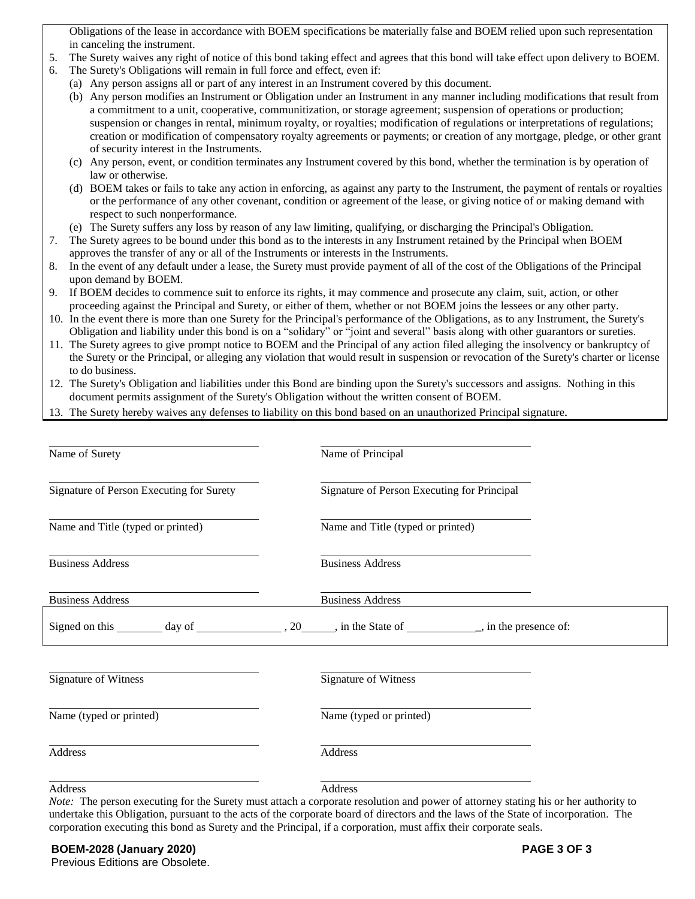Obligations of the lease in accordance with BOEM specifications be materially false and BOEM relied upon such representation in canceling the instrument.

5. The Surety waives any right of notice of this bond taking effect and agrees that this bond will take effect upon delivery to BOEM.
6. The Surety's Obligations will remain in full force and effect, even if:
   - (a) Any person assigns all or part of any interest in an Instrument covered by this document.
   - (b) Any person modifies an Instrument or Obligation under an Instrument in any manner including modifications that result from a commitment to a unit, cooperative, communitization, or storage agreement; suspension of operations or production; suspension or changes in rental, minimum royalty, or royalties; modification of regulations or interpretations of regulations; creation or modification of compensatory royalty agreements or payments; or creation of any mortgage, pledge, or other grant of security interest in the Instruments.
   - (c) Any person, event, or condition terminates any Instrument covered by this bond, whether the termination is by operation of law or otherwise.
   - (d) BOEM takes or fails to take any action in enforcing, as against any party to the Instrument, the payment of rentals or royalties or the performance of any other covenant, condition or agreement of the lease, or giving notice of or making demand with respect to such nonperformance.
   - (e) The Surety suffers any loss by reason of any law limiting, qualifying, or discharging the Principal's Obligation.
7. The Surety agrees to be bound under this bond as to the interests in any Instrument retained by the Principal when BOEM approves the transfer of any or all of the Instruments or interests in the Instruments.
8. In the event of any default under a lease, the Surety must provide payment of all of the cost of the Obligations of the Principal upon demand by BOEM.
9. If BOEM decides to commence suit to enforce its rights, it may commence and prosecute any claim, suit, action, or other proceeding against the Principal and Surety, or either of them, whether or not BOEM joins the lessees or any other party.
10. In the event there is more than one Surety for the Principal's performance of the Obligations, as to any Instrument, the Surety's Obligation and liability under this bond is on a "solidary" or "joint and several" basis along with other guarantors or sureties.
11. The Surety agrees to give prompt notice to BOEM and the Principal of any action filed alleging the insolvency or bankruptcy of the Surety or the Principal, or alleging any violation that would result in suspension or revocation of the Surety's charter or license to do business.
12. The Surety's Obligation and liabilities under this Bond are binding upon the Surety's successors and assigns. Nothing in this document permits assignment of the Surety's Obligation without the written consent of BOEM.
13. The Surety hereby waives any defenses to liability on this bond based on an unauthorized Principal signature.

| | |
|---|---|
| \_\_\_\_\_\_\_\_\_\_\_\_\_\_\_\_\_\_\_\_ | \_\_\_\_\_\_\_\_\_\_\_\_\_\_\_\_\_\_\_\_ |
| Name of Surety | Name of Principal |
| Signature of Person Executing for Surety | Signature of Person Executing for Principal |
| Name and Title (typed or printed) | Name and Title (typed or printed) |
| Business Address | Business Address |
| Business Address | Business Address |

Signed on this ________ day of ______________ , 20_____, in the State of ____________, in the presence of:

| | |
|---|---|
| Signature of Witness | Signature of Witness |
| Name (typed or printed) | Name (typed or printed) |
| Address | Address |
| Address | Address |

*Note:* The person executing for the Surety must attach a corporate resolution and power of attorney stating his or her authority to undertake this Obligation, pursuant to the acts of the corporate board of directors and the laws of the State of incorporation. The corporation executing this bond as Surety and the Principal, if a corporation, must affix their corporate seals.

**BOEM-2028 (January 2020)**
Previous Editions are Obsolete.